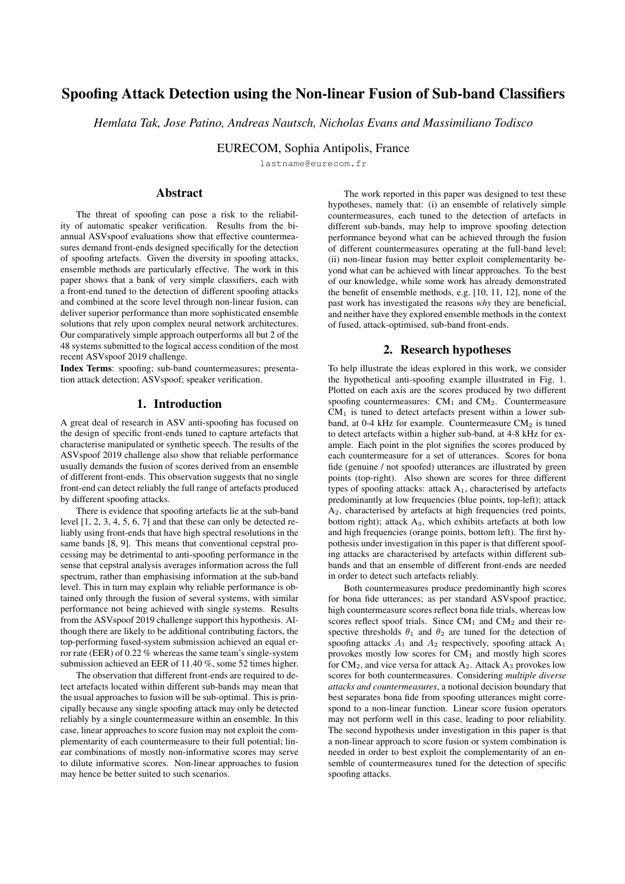# Spoofing Attack Detection using the Non-linear Fusion of Sub-band Classifiers

*Hemlata Tak, Jose Patino, Andreas Nautsch, Nicholas Evans and Massimiliano Todisco*

EURECOM, Sophia Antipolis, France

lastname@eurecom.fr

## Abstract

The threat of spoofing can pose a risk to the reliability of automatic speaker verification. Results from the biannual ASVspoof evaluations show that effective countermeasures demand front-ends designed specifically for the detection of spoofing artefacts. Given the diversity in spoofing attacks, ensemble methods are particularly effective. The work in this paper shows that a bank of very simple classifiers, each with a front-end tuned to the detection of different spoofing attacks and combined at the score level through non-linear fusion, can deliver superior performance than more sophisticated ensemble solutions that rely upon complex neural network architectures. Our comparatively simple approach outperforms all but 2 of the 48 systems submitted to the logical access condition of the most recent ASVspoof 2019 challenge.

**Index Terms**: spoofing; sub-band countermeasures; presentation attack detection; ASVspoof; speaker verification.

## 1. Introduction

A great deal of research in ASV anti-spoofing has focused on the design of specific front-ends tuned to capture artefacts that characterise manipulated or synthetic speech. The results of the ASVspoof 2019 challenge also show that reliable performance usually demands the fusion of scores derived from an ensemble of different front-ends. This observation suggests that no single front-end can detect reliably the full range of artefacts produced by different spoofing attacks.

There is evidence that spoofing artefacts lie at the sub-band level [1, 2, 3, 4, 5, 6, 7] and that these can only be detected reliably using front-ends that have high spectral resolutions in the same bands [8, 9]. This means that conventional cepstral processing may be detrimental to anti-spoofing performance in the sense that cepstral analysis averages information across the full spectrum, rather than emphasising information at the sub-band level. This in turn may explain why reliable performance is obtained only through the fusion of several systems, with similar performance not being achieved with single systems. Results from the ASVspoof 2019 challenge support this hypothesis. Although there are likely to be additional contributing factors, the top-performing fused-system submission achieved an equal error rate (EER) of 0.22 % whereas the same team's single-system submission achieved an EER of 11.40 %, some 52 times higher.

The observation that different front-ends are required to detect artefacts located within different sub-bands may mean that the usual approaches to fusion will be sub-optimal. This is principally because any single spoofing attack may only be detected reliably by a single countermeasure within an ensemble. In this case, linear approaches to score fusion may not exploit the complementarity of each countermeasure to their full potential; linear combinations of mostly non-informative scores may serve to dilute informative scores. Non-linear approaches to fusion may hence be better suited to such scenarios.

The work reported in this paper was designed to test these hypotheses, namely that: (i) an ensemble of relatively simple countermeasures, each tuned to the detection of artefacts in different sub-bands, may help to improve spoofing detection performance beyond what can be achieved through the fusion of different countermeasures operating at the full-band level; (ii) non-linear fusion may better exploit complementarity beyond what can be achieved with linear approaches. To the best of our knowledge, while some work has already demonstrated the benefit of ensemble methods, e.g. [10, 11, 12], none of the past work has investigated the reasons *why* they are beneficial, and neither have they explored ensemble methods in the context of fused, attack-optimised, sub-band front-ends.

## 2. Research hypotheses

To help illustrate the ideas explored in this work, we consider the hypothetical anti-spoofing example illustrated in Fig. 1. Plotted on each axis are the scores produced by two different spoofing countermeasures: $CM_1$ and $CM_2$. Countermeasure $CM_1$ is tuned to detect artefacts present within a lower sub-band, at 0-4 kHz for example. Countermeasure $CM_2$ is tuned to detect artefacts within a higher sub-band, at 4-8 kHz for example. Each point in the plot signifies the scores produced by each countermeasure for a set of utterances. Scores for bona fide (genuine / not spoofed) utterances are illustrated by green points (top-right). Also shown are scores for three different types of spoofing attacks: attack $A_1$, characterised by artefacts predominantly at low frequencies (blue points, top-left); attack $A_2$, characterised by artefacts at high frequencies (red points, bottom right); attack $A_3$, which exhibits artefacts at both low and high frequencies (orange points, bottom left). The first hypothesis under investigation in this paper is that different spoofing attacks are characterised by artefacts within different sub-bands and that an ensemble of different front-ends are needed in order to detect such artefacts reliably.

Both countermeasures produce predominantly high scores for bona fide utterances; as per standard ASVspoof practice, high countermeasure scores reflect bona fide trials, whereas low scores reflect spoof trials. Since $CM_1$ and $CM_2$ and their respective thresholds $\theta_1$ and $\theta_2$ are tuned for the detection of spoofing attacks $A_1$ and $A_2$ respectively, spoofing attack $A_1$ provokes mostly low scores for $CM_1$ and mostly high scores for $CM_2$, and vice versa for attack $A_2$. Attack $A_3$ provokes low scores for both countermeasures. Considering *multiple diverse attacks and countermeasures*, a notional decision boundary that best separates bona fide from spoofing utterances might correspond to a non-linear function. Linear score fusion operators may not perform well in this case, leading to poor reliability. The second hypothesis under investigation in this paper is that a non-linear approach to score fusion or system combination is needed in order to best exploit the complementarity of an ensemble of countermeasures tuned for the detection of specific spoofing attacks.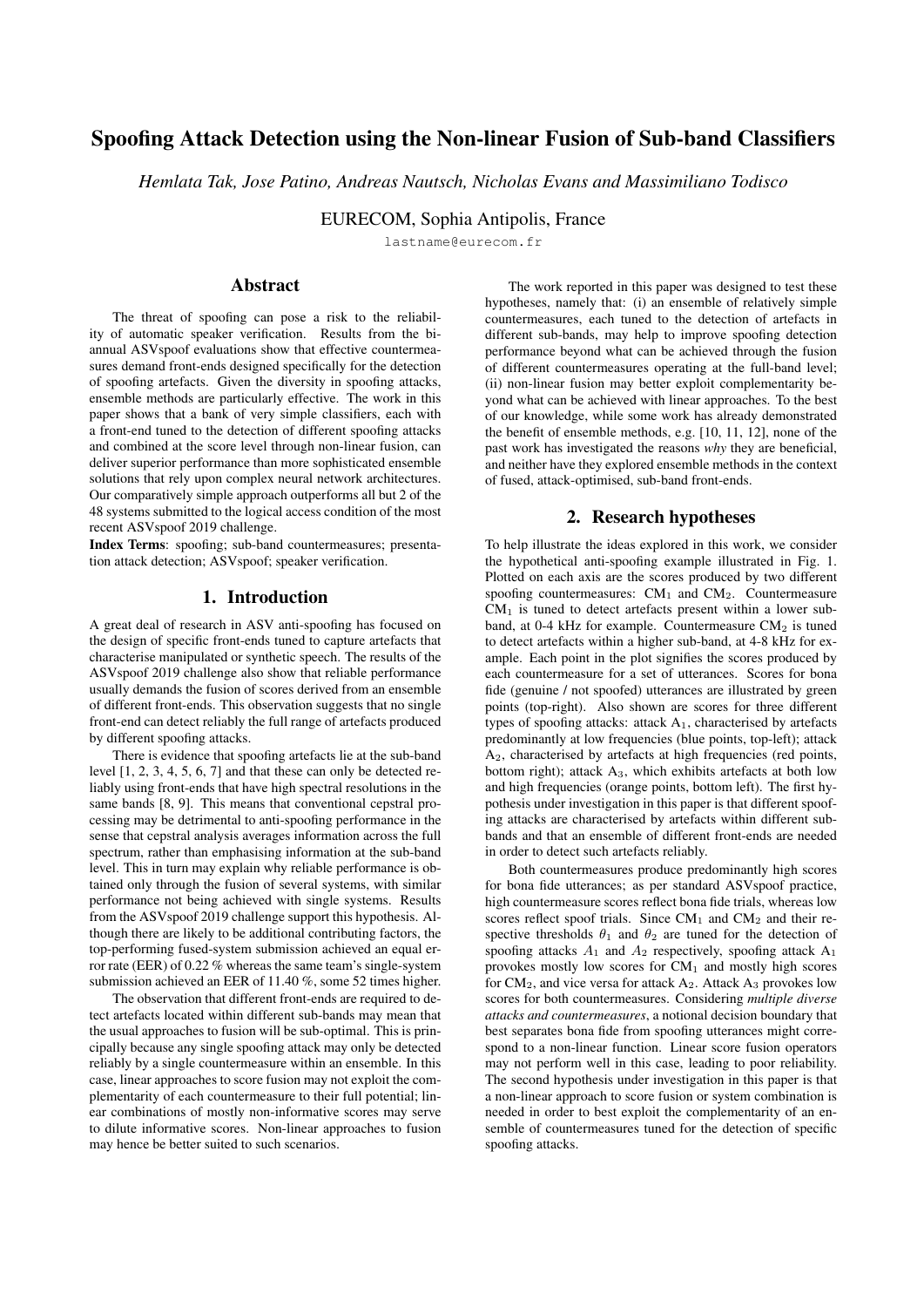# Spoofing Attack Detection using the Non-linear Fusion of Sub-band Classifiers

*Hemlata Tak, Jose Patino, Andreas Nautsch, Nicholas Evans and Massimiliano Todisco*

EURECOM, Sophia Antipolis, France

lastname@eurecom.fr

## Abstract

The threat of spoofing can pose a risk to the reliability of automatic speaker verification. Results from the biannual ASVspoof evaluations show that effective countermeasures demand front-ends designed specifically for the detection of spoofing artefacts. Given the diversity in spoofing attacks, ensemble methods are particularly effective. The work in this paper shows that a bank of very simple classifiers, each with a front-end tuned to the detection of different spoofing attacks and combined at the score level through non-linear fusion, can deliver superior performance than more sophisticated ensemble solutions that rely upon complex neural network architectures. Our comparatively simple approach outperforms all but 2 of the 48 systems submitted to the logical access condition of the most recent ASVspoof 2019 challenge.

**Index Terms**: spoofing; sub-band countermeasures; presentation attack detection; ASVspoof; speaker verification.

## 1. Introduction

A great deal of research in ASV anti-spoofing has focused on the design of specific front-ends tuned to capture artefacts that characterise manipulated or synthetic speech. The results of the ASVspoof 2019 challenge also show that reliable performance usually demands the fusion of scores derived from an ensemble of different front-ends. This observation suggests that no single front-end can detect reliably the full range of artefacts produced by different spoofing attacks.

There is evidence that spoofing artefacts lie at the sub-band level [1, 2, 3, 4, 5, 6, 7] and that these can only be detected reliably using front-ends that have high spectral resolutions in the same bands [8, 9]. This means that conventional cepstral processing may be detrimental to anti-spoofing performance in the sense that cepstral analysis averages information across the full spectrum, rather than emphasising information at the sub-band level. This in turn may explain why reliable performance is obtained only through the fusion of several systems, with similar performance not being achieved with single systems. Results from the ASVspoof 2019 challenge support this hypothesis. Although there are likely to be additional contributing factors, the top-performing fused-system submission achieved an equal error rate (EER) of 0.22 % whereas the same team's single-system submission achieved an EER of 11.40 %, some 52 times higher.

The observation that different front-ends are required to detect artefacts located within different sub-bands may mean that the usual approaches to fusion will be sub-optimal. This is principally because any single spoofing attack may only be detected reliably by a single countermeasure within an ensemble. In this case, linear approaches to score fusion may not exploit the complementarity of each countermeasure to their full potential; linear combinations of mostly non-informative scores may serve to dilute informative scores. Non-linear approaches to fusion may hence be better suited to such scenarios.

The work reported in this paper was designed to test these hypotheses, namely that: (i) an ensemble of relatively simple countermeasures, each tuned to the detection of artefacts in different sub-bands, may help to improve spoofing detection performance beyond what can be achieved through the fusion of different countermeasures operating at the full-band level; (ii) non-linear fusion may better exploit complementarity beyond what can be achieved with linear approaches. To the best of our knowledge, while some work has already demonstrated the benefit of ensemble methods, e.g. [10, 11, 12], none of the past work has investigated the reasons *why* they are beneficial, and neither have they explored ensemble methods in the context of fused, attack-optimised, sub-band front-ends.

## 2. Research hypotheses

To help illustrate the ideas explored in this work, we consider the hypothetical anti-spoofing example illustrated in Fig. 1. Plotted on each axis are the scores produced by two different spoofing countermeasures: $\text{CM}_1$ and $\text{CM}_2$. Countermeasure $\text{CM}_1$ is tuned to detect artefacts present within a lower sub-band, at 0-4 kHz for example. Countermeasure $\text{CM}_2$ is tuned to detect artefacts within a higher sub-band, at 4-8 kHz for example. Each point in the plot signifies the scores produced by each countermeasure for a set of utterances. Scores for bona fide (genuine / not spoofed) utterances are illustrated by green points (top-right). Also shown are scores for three different types of spoofing attacks: attack $\text{A}_1$, characterised by artefacts predominantly at low frequencies (blue points, top-left); attack $\text{A}_2$, characterised by artefacts at high frequencies (red points, bottom right); attack $\text{A}_3$, which exhibits artefacts at both low and high frequencies (orange points, bottom left). The first hypothesis under investigation in this paper is that different spoofing attacks are characterised by artefacts within different sub-bands and that an ensemble of different front-ends are needed in order to detect such artefacts reliably.

Both countermeasures produce predominantly high scores for bona fide utterances; as per standard ASVspoof practice, high countermeasure scores reflect bona fide trials, whereas low scores reflect spoof trials. Since $\text{CM}_1$ and $\text{CM}_2$ and their respective thresholds $\theta_1$ and $\theta_2$ are tuned for the detection of spoofing attacks $A_1$ and $A_2$ respectively, spoofing attack $\text{A}_1$ provokes mostly low scores for $\text{CM}_1$ and mostly high scores for $\text{CM}_2$, and vice versa for attack $\text{A}_2$. Attack $\text{A}_3$ provokes low scores for both countermeasures. Considering *multiple diverse attacks and countermeasures*, a notional decision boundary that best separates bona fide from spoofing utterances might correspond to a non-linear function. Linear score fusion operators may not perform well in this case, leading to poor reliability. The second hypothesis under investigation in this paper is that a non-linear approach to score fusion or system combination is needed in order to best exploit the complementarity of an ensemble of countermeasures tuned for the detection of specific spoofing attacks.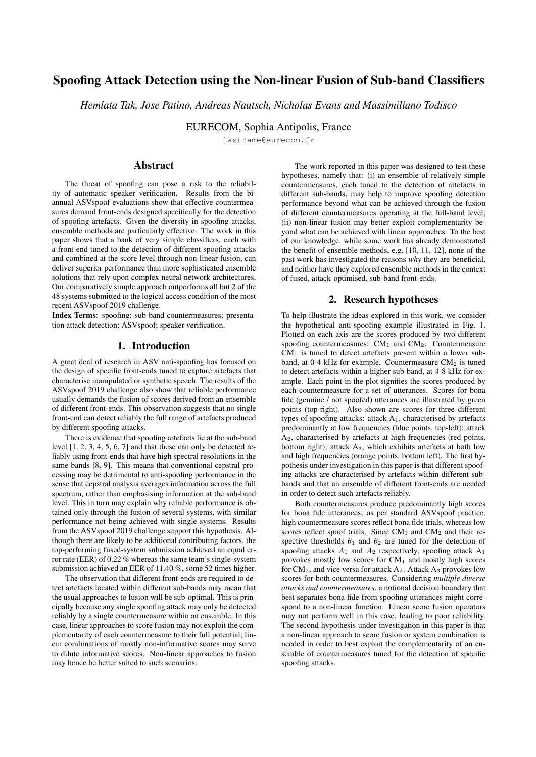# Spoofing Attack Detection using the Non-linear Fusion of Sub-band Classifiers

*Hemlata Tak, Jose Patino, Andreas Nautsch, Nicholas Evans and Massimiliano Todisco*

EURECOM, Sophia Antipolis, France

lastname@eurecom.fr

## Abstract

The threat of spoofing can pose a risk to the reliability of automatic speaker verification. Results from the bi-annual ASVspoof evaluations show that effective countermeasures demand front-ends designed specifically for the detection of spoofing artefacts. Given the diversity in spoofing attacks, ensemble methods are particularly effective. The work in this paper shows that a bank of very simple classifiers, each with a front-end tuned to the detection of different spoofing attacks and combined at the score level through non-linear fusion, can deliver superior performance than more sophisticated ensemble solutions that rely upon complex neural network architectures. Our comparatively simple approach outperforms all but 2 of the 48 systems submitted to the logical access condition of the most recent ASVspoof 2019 challenge.

**Index Terms**: spoofing; sub-band countermeasures; presentation attack detection; ASVspoof; speaker verification.

## 1. Introduction

A great deal of research in ASV anti-spoofing has focused on the design of specific front-ends tuned to capture artefacts that characterise manipulated or synthetic speech. The results of the ASVspoof 2019 challenge also show that reliable performance usually demands the fusion of scores derived from an ensemble of different front-ends. This observation suggests that no single front-end can detect reliably the full range of artefacts produced by different spoofing attacks.

There is evidence that spoofing artefacts lie at the sub-band level [1, 2, 3, 4, 5, 6, 7] and that these can only be detected reliably using front-ends that have high spectral resolutions in the same bands [8, 9]. This means that conventional cepstral processing may be detrimental to anti-spoofing performance in the sense that cepstral analysis averages information across the full spectrum, rather than emphasising information at the sub-band level. This in turn may explain why reliable performance is obtained only through the fusion of several systems, with similar performance not being achieved with single systems. Results from the ASVspoof 2019 challenge support this hypothesis. Although there are likely to be additional contributing factors, the top-performing fused-system submission achieved an equal error rate (EER) of 0.22 % whereas the same team's single-system submission achieved an EER of 11.40 %, some 52 times higher.

The observation that different front-ends are required to detect artefacts located within different sub-bands may mean that the usual approaches to fusion will be sub-optimal. This is principally because any single spoofing attack may only be detected reliably by a single countermeasure within an ensemble. In this case, linear approaches to score fusion may not exploit the complementarity of each countermeasure to their full potential; linear combinations of mostly non-informative scores may serve to dilute informative scores. Non-linear approaches to fusion may hence be better suited to such scenarios.

The work reported in this paper was designed to test these hypotheses, namely that: (i) an ensemble of relatively simple countermeasures, each tuned to the detection of artefacts in different sub-bands, may help to improve spoofing detection performance beyond what can be achieved through the fusion of different countermeasures operating at the full-band level; (ii) non-linear fusion may better exploit complementarity beyond what can be achieved with linear approaches. To the best of our knowledge, while some work has already demonstrated the benefit of ensemble methods, e.g. [10, 11, 12], none of the past work has investigated the reasons *why* they are beneficial, and neither have they explored ensemble methods in the context of fused, attack-optimised, sub-band front-ends.

## 2. Research hypotheses

To help illustrate the ideas explored in this work, we consider the hypothetical anti-spoofing example illustrated in Fig. 1. Plotted on each axis are the scores produced by two different spoofing countermeasures: $\text{CM}_1$ and $\text{CM}_2$. Countermeasure $\text{CM}_1$ is tuned to detect artefacts present within a lower sub-band, at 0-4 kHz for example. Countermeasure $\text{CM}_2$ is tuned to detect artefacts within a higher sub-band, at 4-8 kHz for example. Each point in the plot signifies the scores produced by each countermeasure for a set of utterances. Scores for bona fide (genuine / not spoofed) utterances are illustrated by green points (top-right). Also shown are scores for three different types of spoofing attacks: attack $\text{A}_1$, characterised by artefacts predominantly at low frequencies (blue points, top-left); attack $\text{A}_2$, characterised by artefacts at high frequencies (red points, bottom right); attack $\text{A}_3$, which exhibits artefacts at both low and high frequencies (orange points, bottom left). The first hypothesis under investigation in this paper is that different spoofing attacks are characterised by artefacts within different sub-bands and that an ensemble of different front-ends are needed in order to detect such artefacts reliably.

Both countermeasures produce predominantly high scores for bona fide utterances; as per standard ASVspoof practice, high countermeasure scores reflect bona fide trials, whereas low scores reflect spoof trials. Since $\text{CM}_1$ and $\text{CM}_2$ and their respective thresholds $\theta_1$ and $\theta_2$ are tuned for the detection of spoofing attacks $A_1$ and $A_2$ respectively, spoofing attack $\text{A}_1$ provokes mostly low scores for $\text{CM}_1$ and mostly high scores for $\text{CM}_2$, and vice versa for attack $\text{A}_2$. Attack $\text{A}_3$ provokes low scores for both countermeasures. Considering *multiple diverse attacks and countermeasures*, a notional decision boundary that best separates bona fide from spoofing utterances might correspond to a non-linear function. Linear score fusion operators may not perform well in this case, leading to poor reliability. The second hypothesis under investigation in this paper is that a non-linear approach to score fusion or system combination is needed in order to best exploit the complementarity of an ensemble of countermeasures tuned for the detection of specific spoofing attacks.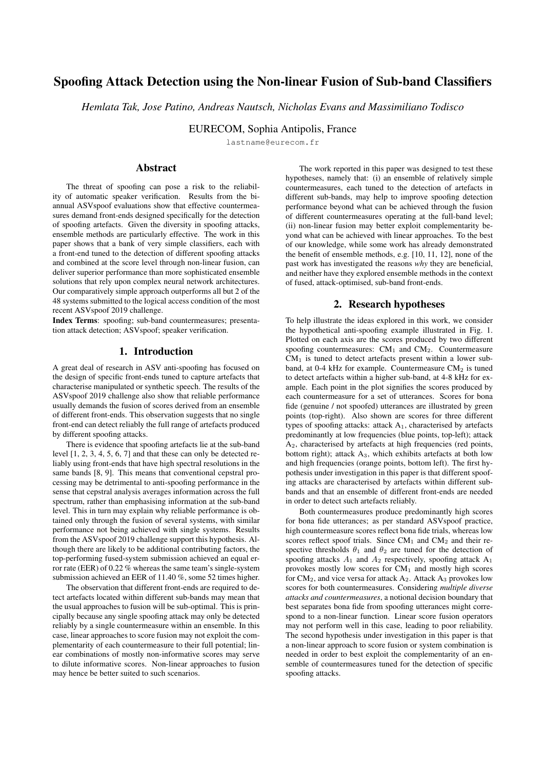# Spoofing Attack Detection using the Non-linear Fusion of Sub-band Classifiers

*Hemlata Tak, Jose Patino, Andreas Nautsch, Nicholas Evans and Massimiliano Todisco*

EURECOM, Sophia Antipolis, France

lastname@eurecom.fr

## Abstract

The threat of spoofing can pose a risk to the reliability of automatic speaker verification. Results from the biannual ASVspoof evaluations show that effective countermeasures demand front-ends designed specifically for the detection of spoofing artefacts. Given the diversity in spoofing attacks, ensemble methods are particularly effective. The work in this paper shows that a bank of very simple classifiers, each with a front-end tuned to the detection of different spoofing attacks and combined at the score level through non-linear fusion, can deliver superior performance than more sophisticated ensemble solutions that rely upon complex neural network architectures. Our comparatively simple approach outperforms all but 2 of the 48 systems submitted to the logical access condition of the most recent ASVspoof 2019 challenge.

**Index Terms**: spoofing; sub-band countermeasures; presentation attack detection; ASVspoof; speaker verification.

## 1. Introduction

A great deal of research in ASV anti-spoofing has focused on the design of specific front-ends tuned to capture artefacts that characterise manipulated or synthetic speech. The results of the ASVspoof 2019 challenge also show that reliable performance usually demands the fusion of scores derived from an ensemble of different front-ends. This observation suggests that no single front-end can detect reliably the full range of artefacts produced by different spoofing attacks.

There is evidence that spoofing artefacts lie at the sub-band level [1, 2, 3, 4, 5, 6, 7] and that these can only be detected reliably using front-ends that have high spectral resolutions in the same bands [8, 9]. This means that conventional cepstral processing may be detrimental to anti-spoofing performance in the sense that cepstral analysis averages information across the full spectrum, rather than emphasising information at the sub-band level. This in turn may explain why reliable performance is obtained only through the fusion of several systems, with similar performance not being achieved with single systems. Results from the ASVspoof 2019 challenge support this hypothesis. Although there are likely to be additional contributing factors, the top-performing fused-system submission achieved an equal error rate (EER) of 0.22 % whereas the same team's single-system submission achieved an EER of 11.40 %, some 52 times higher.

The observation that different front-ends are required to detect artefacts located within different sub-bands may mean that the usual approaches to fusion will be sub-optimal. This is principally because any single spoofing attack may only be detected reliably by a single countermeasure within an ensemble. In this case, linear approaches to score fusion may not exploit the complementarity of each countermeasure to their full potential; linear combinations of mostly non-informative scores may serve to dilute informative scores. Non-linear approaches to fusion may hence be better suited to such scenarios.

The work reported in this paper was designed to test these hypotheses, namely that: (i) an ensemble of relatively simple countermeasures, each tuned to the detection of artefacts in different sub-bands, may help to improve spoofing detection performance beyond what can be achieved through the fusion of different countermeasures operating at the full-band level; (ii) non-linear fusion may better exploit complementarity beyond what can be achieved with linear approaches. To the best of our knowledge, while some work has already demonstrated the benefit of ensemble methods, e.g. [10, 11, 12], none of the past work has investigated the reasons *why* they are beneficial, and neither have they explored ensemble methods in the context of fused, attack-optimised, sub-band front-ends.

## 2. Research hypotheses

To help illustrate the ideas explored in this work, we consider the hypothetical anti-spoofing example illustrated in Fig. 1. Plotted on each axis are the scores produced by two different spoofing countermeasures: $CM_1$ and $CM_2$. Countermeasure $CM_1$ is tuned to detect artefacts present within a lower subband, at 0-4 kHz for example. Countermeasure $CM_2$ is tuned to detect artefacts within a higher sub-band, at 4-8 kHz for example. Each point in the plot signifies the scores produced by each countermeasure for a set of utterances. Scores for bona fide (genuine / not spoofed) utterances are illustrated by green points (top-right). Also shown are scores for three different types of spoofing attacks: attack $A_1$, characterised by artefacts predominantly at low frequencies (blue points, top-left); attack $A_2$, characterised by artefacts at high frequencies (red points, bottom right); attack $A_3$, which exhibits artefacts at both low and high frequencies (orange points, bottom left). The first hypothesis under investigation in this paper is that different spoofing attacks are characterised by artefacts within different subbands and that an ensemble of different front-ends are needed in order to detect such artefacts reliably.

Both countermeasures produce predominantly high scores for bona fide utterances; as per standard ASVspoof practice, high countermeasure scores reflect bona fide trials, whereas low scores reflect spoof trials. Since $CM_1$ and $CM_2$ and their respective thresholds $\theta_1$ and $\theta_2$ are tuned for the detection of spoofing attacks $A_1$ and $A_2$ respectively, spoofing attack $A_1$ provokes mostly low scores for $CM_1$ and mostly high scores for $CM_2$, and vice versa for attack $A_2$. Attack $A_3$ provokes low scores for both countermeasures. Considering *multiple diverse attacks and countermeasures*, a notional decision boundary that best separates bona fide from spoofing utterances might correspond to a non-linear function. Linear score fusion operators may not perform well in this case, leading to poor reliability. The second hypothesis under investigation in this paper is that a non-linear approach to score fusion or system combination is needed in order to best exploit the complementarity of an ensemble of countermeasures tuned for the detection of specific spoofing attacks.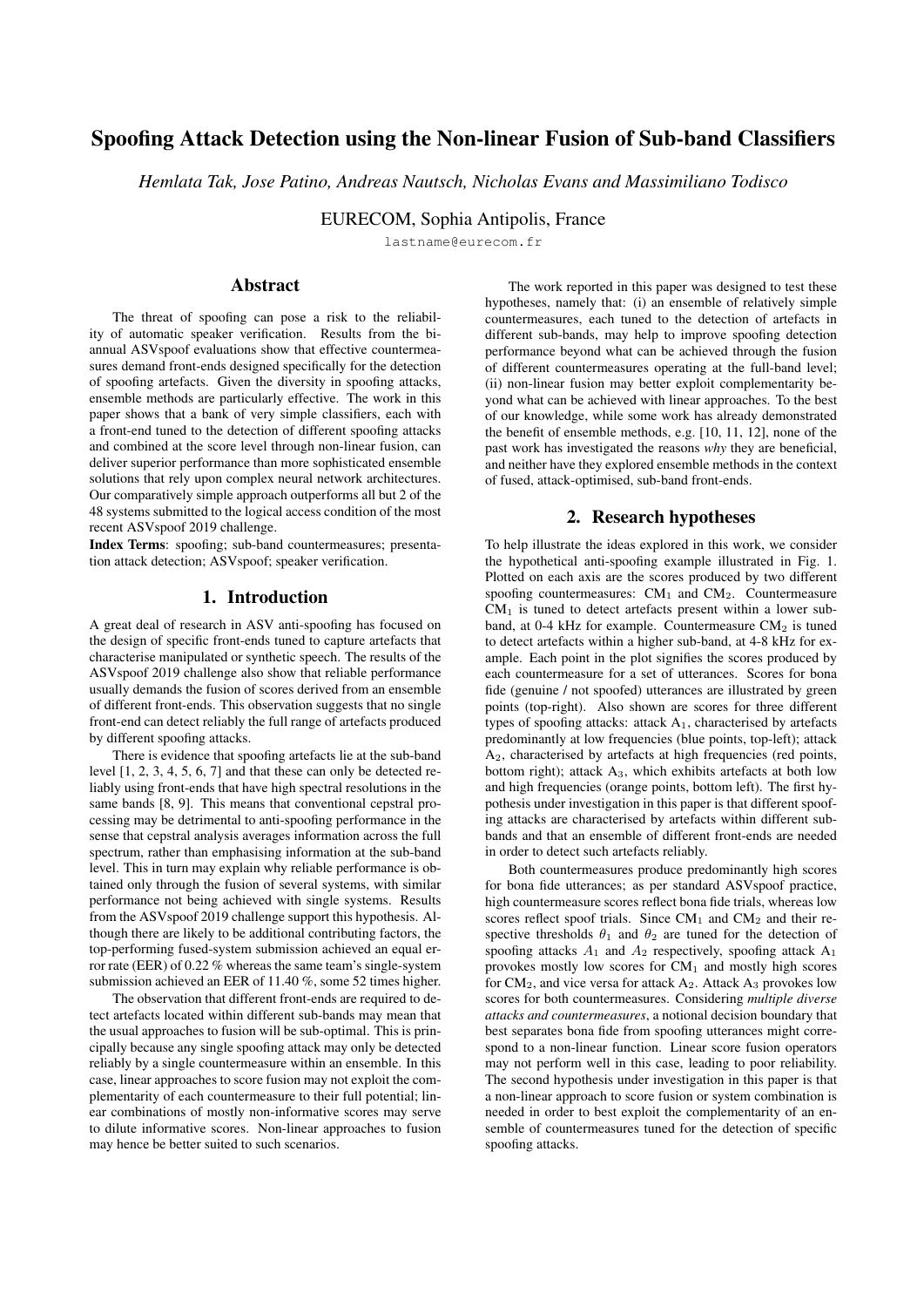# Spoofing Attack Detection using the Non-linear Fusion of Sub-band Classifiers

*Hemlata Tak, Jose Patino, Andreas Nautsch, Nicholas Evans and Massimiliano Todisco*

EURECOM, Sophia Antipolis, France

lastname@eurecom.fr

## Abstract

The threat of spoofing can pose a risk to the reliability of automatic speaker verification. Results from the bi-annual ASVspoof evaluations show that effective countermeasures demand front-ends designed specifically for the detection of spoofing artefacts. Given the diversity in spoofing attacks, ensemble methods are particularly effective. The work in this paper shows that a bank of very simple classifiers, each with a front-end tuned to the detection of different spoofing attacks and combined at the score level through non-linear fusion, can deliver superior performance than more sophisticated ensemble solutions that rely upon complex neural network architectures. Our comparatively simple approach outperforms all but 2 of the 48 systems submitted to the logical access condition of the most recent ASVspoof 2019 challenge.

**Index Terms**: spoofing; sub-band countermeasures; presentation attack detection; ASVspoof; speaker verification.

## 1. Introduction

A great deal of research in ASV anti-spoofing has focused on the design of specific front-ends tuned to capture artefacts that characterise manipulated or synthetic speech. The results of the ASVspoof 2019 challenge also show that reliable performance usually demands the fusion of scores derived from an ensemble of different front-ends. This observation suggests that no single front-end can detect reliably the full range of artefacts produced by different spoofing attacks.

There is evidence that spoofing artefacts lie at the sub-band level [1, 2, 3, 4, 5, 6, 7] and that these can only be detected reliably using front-ends that have high spectral resolutions in the same bands [8, 9]. This means that conventional cepstral processing may be detrimental to anti-spoofing performance in the sense that cepstral analysis averages information across the full spectrum, rather than emphasising information at the sub-band level. This in turn may explain why reliable performance is obtained only through the fusion of several systems, with similar performance not being achieved with single systems. Results from the ASVspoof 2019 challenge support this hypothesis. Although there are likely to be additional contributing factors, the top-performing fused-system submission achieved an equal error rate (EER) of 0.22 % whereas the same team's single-system submission achieved an EER of 11.40 %, some 52 times higher.

The observation that different front-ends are required to detect artefacts located within different sub-bands may mean that the usual approaches to fusion will be sub-optimal. This is principally because any single spoofing attack may only be detected reliably by a single countermeasure within an ensemble. In this case, linear approaches to score fusion may not exploit the complementarity of each countermeasure to their full potential; linear combinations of mostly non-informative scores may serve to dilute informative scores. Non-linear approaches to fusion may hence be better suited to such scenarios.

The work reported in this paper was designed to test these hypotheses, namely that: (i) an ensemble of relatively simple countermeasures, each tuned to the detection of artefacts in different sub-bands, may help to improve spoofing detection performance beyond what can be achieved through the fusion of different countermeasures operating at the full-band level; (ii) non-linear fusion may better exploit complementarity beyond what can be achieved with linear approaches. To the best of our knowledge, while some work has already demonstrated the benefit of ensemble methods, e.g. [10, 11, 12], none of the past work has investigated the reasons *why* they are beneficial, and neither have they explored ensemble methods in the context of fused, attack-optimised, sub-band front-ends.

## 2. Research hypotheses

To help illustrate the ideas explored in this work, we consider the hypothetical anti-spoofing example illustrated in Fig. 1. Plotted on each axis are the scores produced by two different spoofing countermeasures: $\text{CM}_1$ and $\text{CM}_2$. Countermeasure $\text{CM}_1$ is tuned to detect artefacts present within a lower sub-band, at 0-4 kHz for example. Countermeasure $\text{CM}_2$ is tuned to detect artefacts within a higher sub-band, at 4-8 kHz for example. Each point in the plot signifies the scores produced by each countermeasure for a set of utterances. Scores for bona fide (genuine / not spoofed) utterances are illustrated by green points (top-right). Also shown are scores for three different types of spoofing attacks: attack $\text{A}_1$, characterised by artefacts predominantly at low frequencies (blue points, top-left); attack $\text{A}_2$, characterised by artefacts at high frequencies (red points, bottom right); attack $\text{A}_3$, which exhibits artefacts at both low and high frequencies (orange points, bottom left). The first hypothesis under investigation in this paper is that different spoofing attacks are characterised by artefacts within different sub-bands and that an ensemble of different front-ends are needed in order to detect such artefacts reliably.

Both countermeasures produce predominantly high scores for bona fide utterances; as per standard ASVspoof practice, high countermeasure scores reflect bona fide trials, whereas low scores reflect spoof trials. Since $\text{CM}_1$ and $\text{CM}_2$ and their respective thresholds $\theta_1$ and $\theta_2$ are tuned for the detection of spoofing attacks $A_1$ and $A_2$ respectively, spoofing attack $\text{A}_1$ provokes mostly low scores for $\text{CM}_1$ and mostly high scores for $\text{CM}_2$, and vice versa for attack $\text{A}_2$. Attack $\text{A}_3$ provokes low scores for both countermeasures. Considering *multiple diverse attacks and countermeasures*, a notional decision boundary that best separates bona fide from spoofing utterances might correspond to a non-linear function. Linear score fusion operators may not perform well in this case, leading to poor reliability. The second hypothesis under investigation in this paper is that a non-linear approach to score fusion or system combination is needed in order to best exploit the complementarity of an ensemble of countermeasures tuned for the detection of specific spoofing attacks.